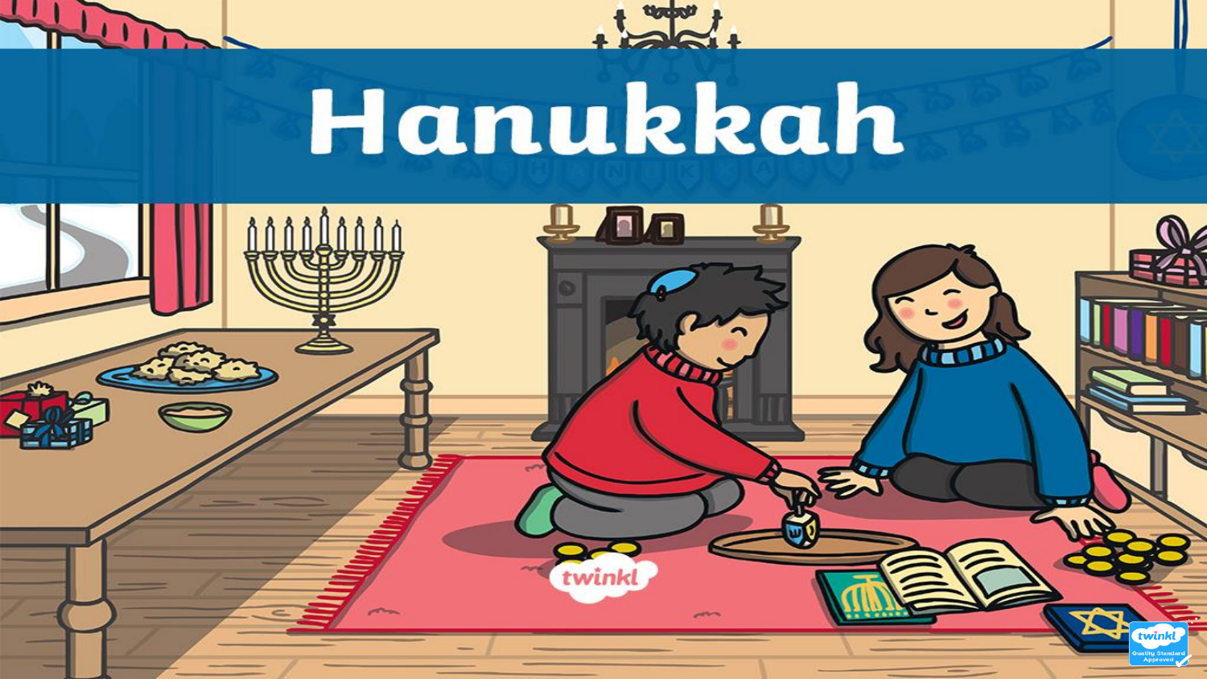# Hanukkah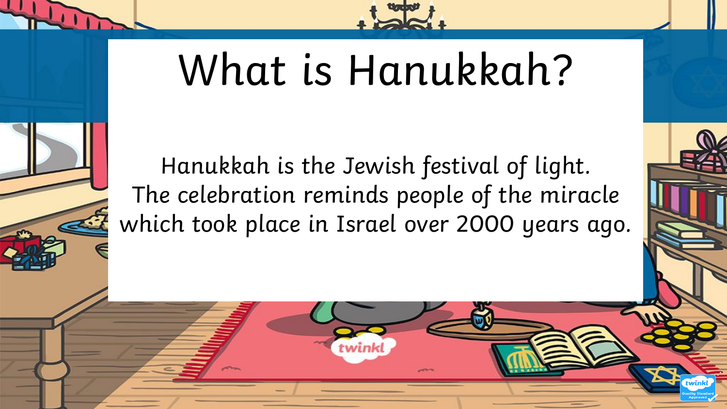# What is Hanukkah?

Hanukkah is the Jewish festival of light.
The celebration reminds people of the miracle which took place in Israel over 2000 years ago.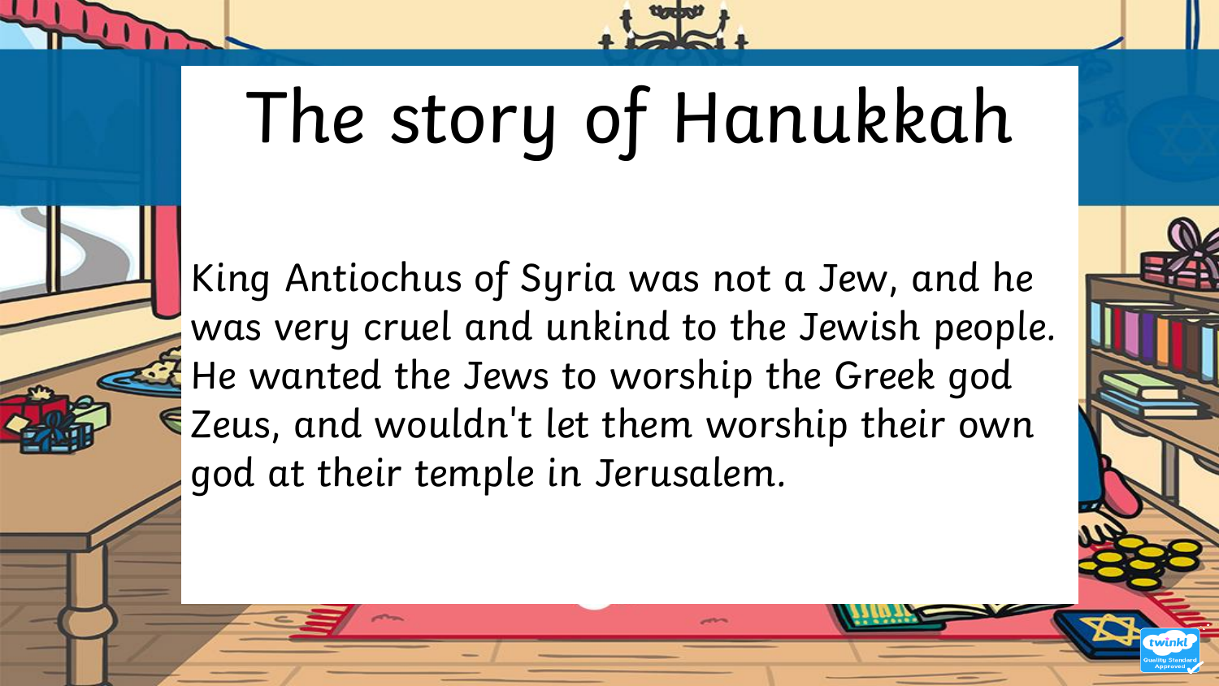# The story of Hanukkah

King Antiochus of Syria was not a Jew, and he was very cruel and unkind to the Jewish people. He wanted the Jews to worship the Greek god Zeus, and wouldn't let them worship their own god at their temple in Jerusalem.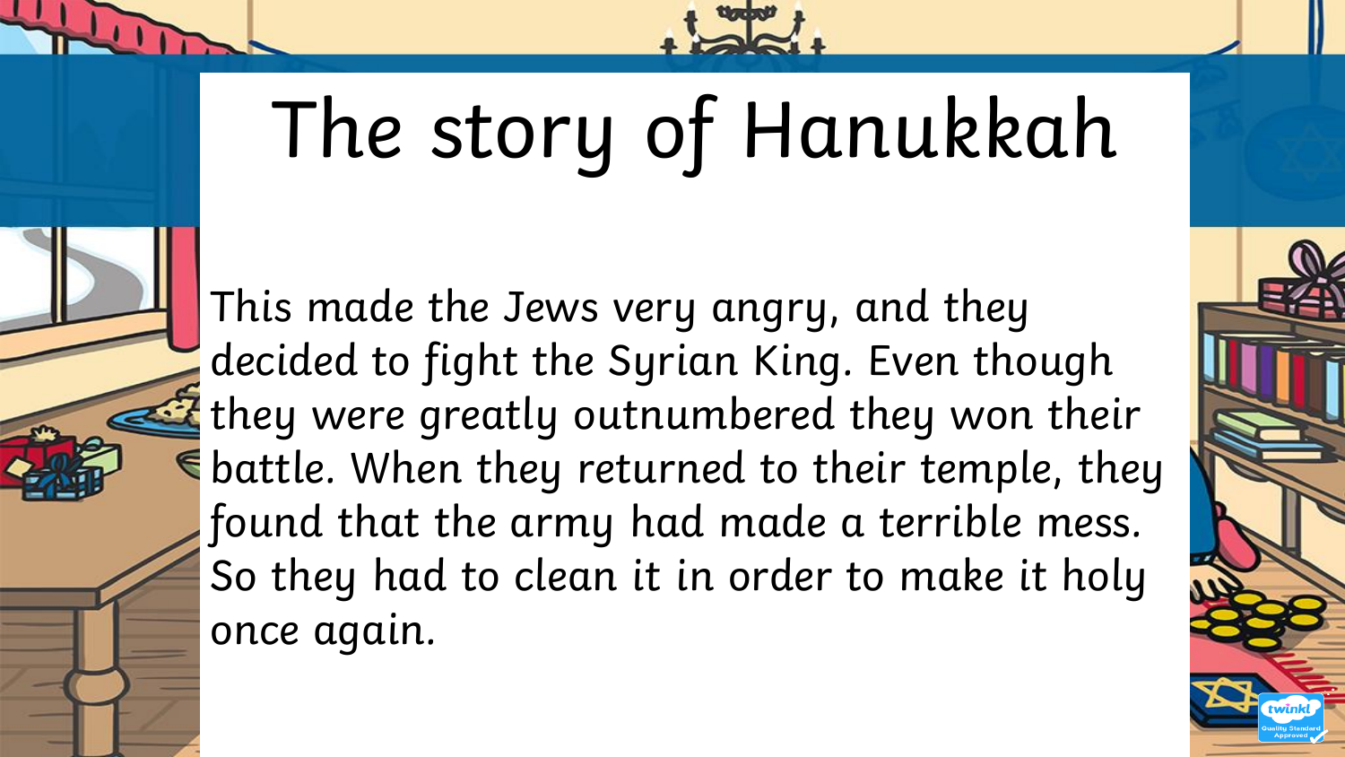# The story of Hanukkah

This made the Jews very angry, and they decided to fight the Syrian King. Even though they were greatly outnumbered they won their battle. When they returned to their temple, they found that the army had made a terrible mess. So they had to clean it in order to make it holy once again.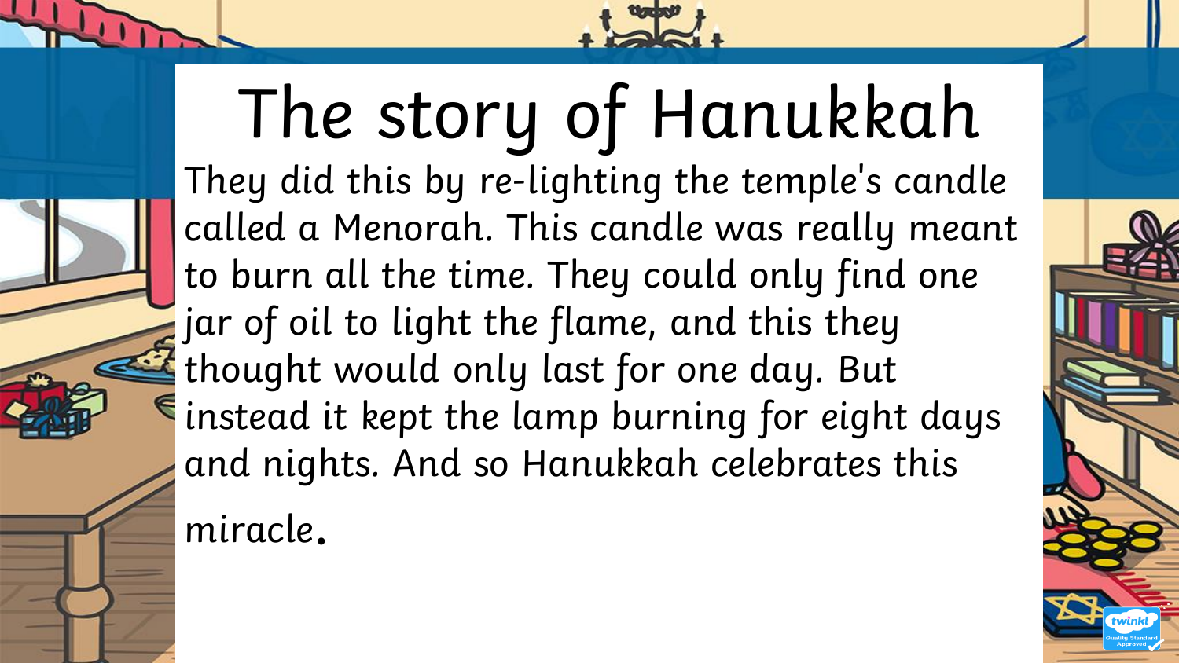# The story of Hanukkah

They did this by re-lighting the temple's candle called a Menorah. This candle was really meant to burn all the time. They could only find one jar of oil to light the flame, and this they thought would only last for one day. But instead it kept the lamp burning for eight days and nights. And so Hanukkah celebrates this miracle.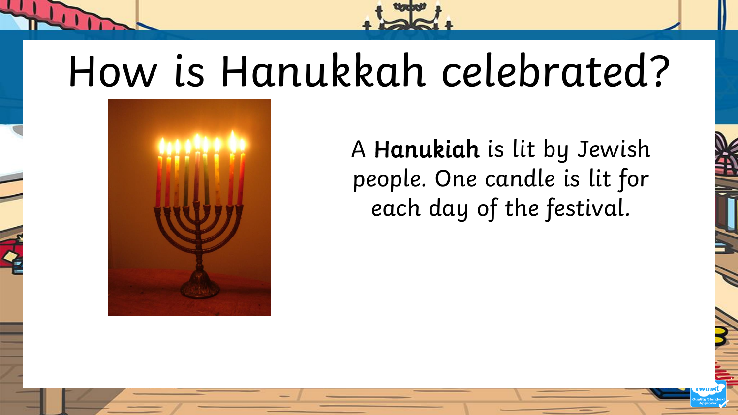# How is Hanukkah celebrated?

A **Hanukiah** is lit by Jewish people. One candle is lit for each day of the festival.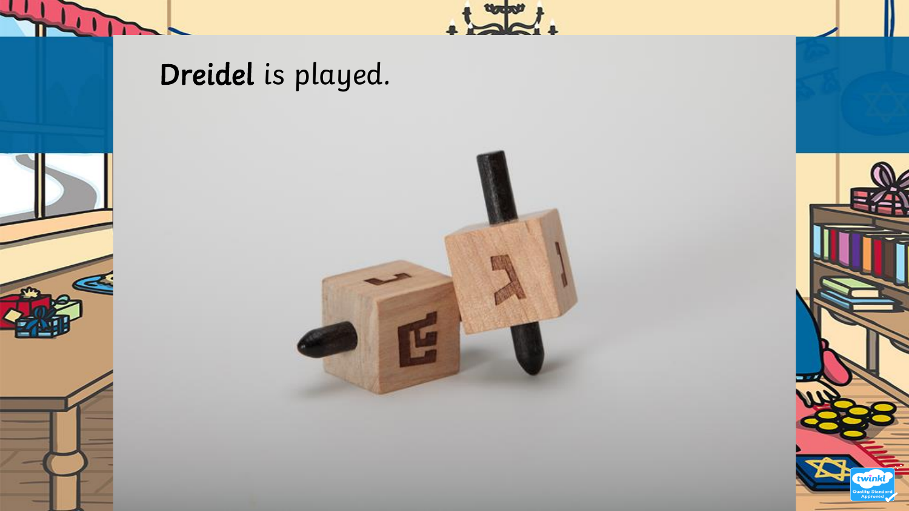**Dreidel** is played.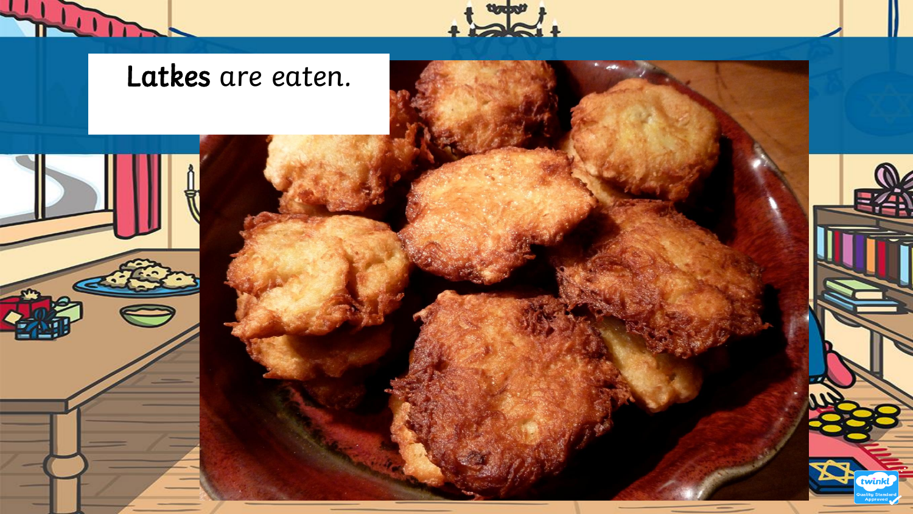**Latkes** are eaten.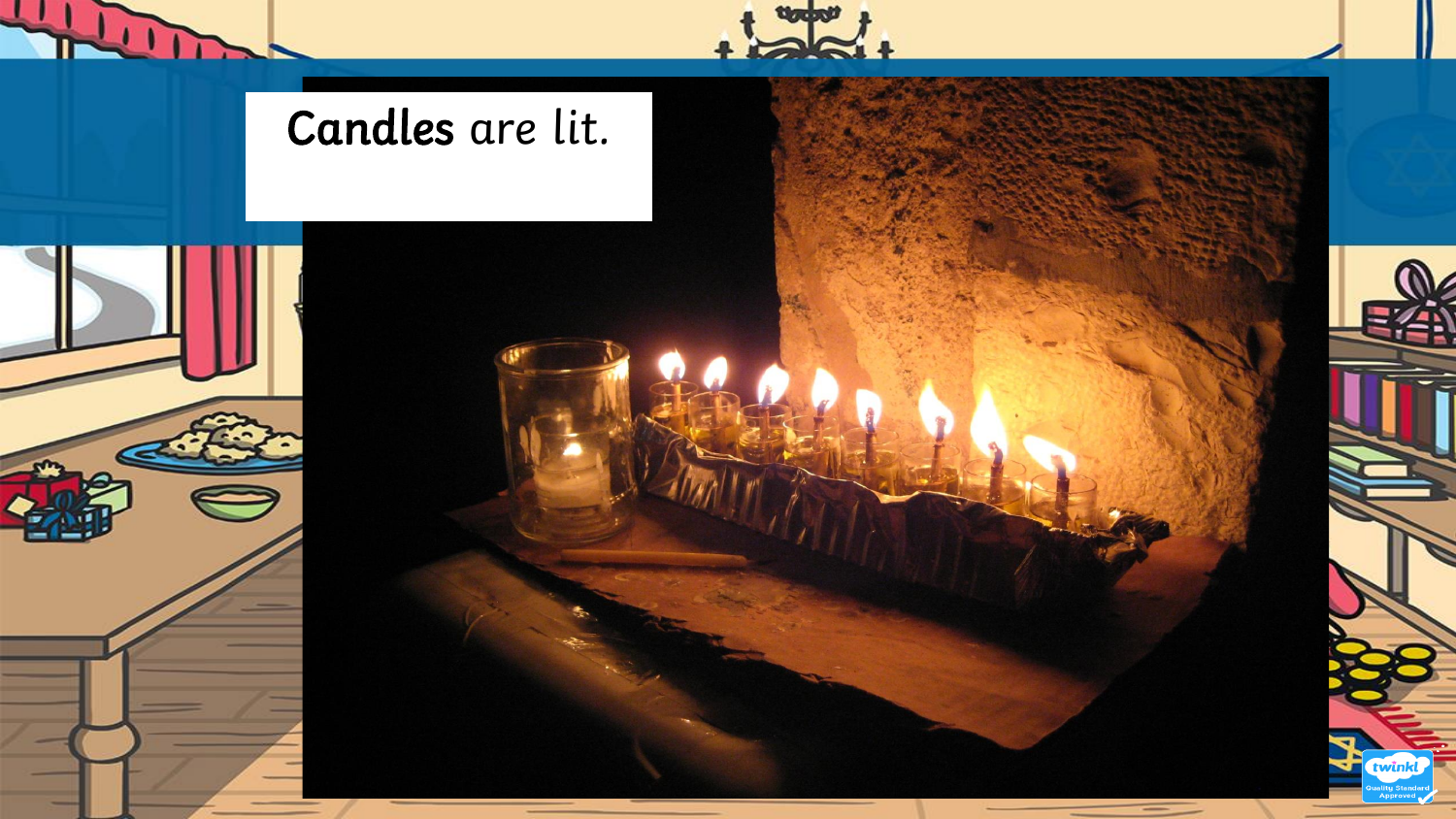Candles are lit.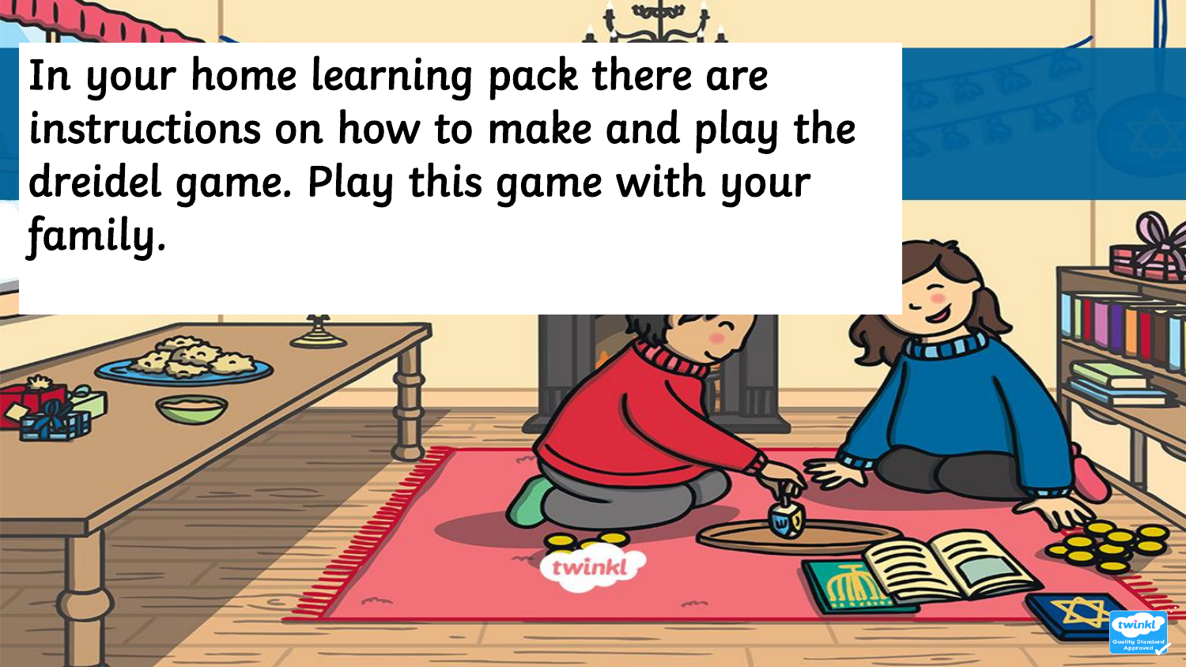In your home learning pack there are instructions on how to make and play the dreidel game. Play this game with your family.